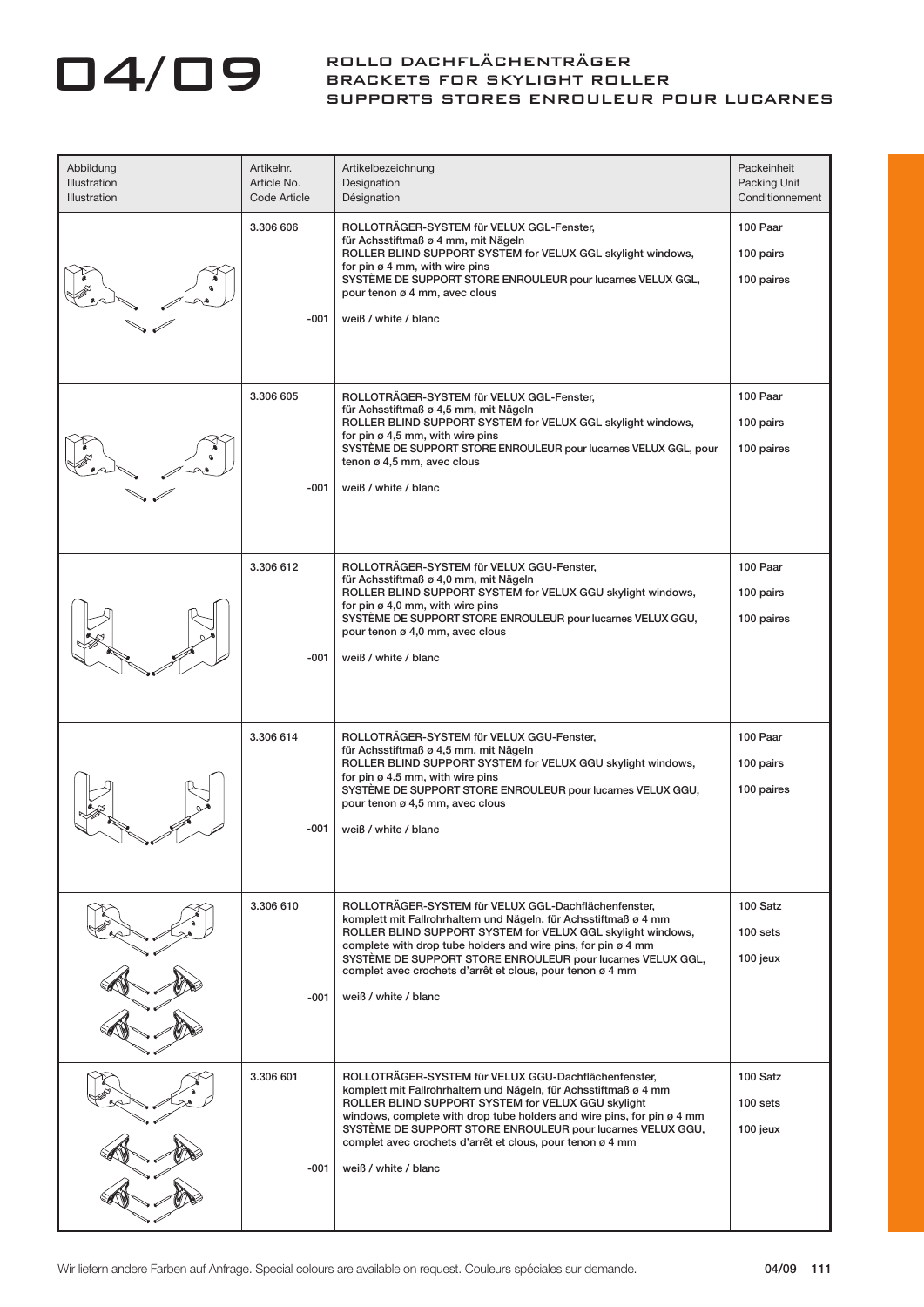# 04/09

## ROLLO DACHFLÄCHENTRÄGER
## BRACKETS FOR SKYLIGHT ROLLER
## SUPPORTS STORES ENROULEUR POUR LUCARNES

| Abbildung<br>Illustration<br>Illustration | Artikelnr.<br>Article No.<br>Code Article | Artikelbezeichnung<br>Designation<br>Désignation | Packeinheit<br>Packing Unit<br>Conditionnement |
|---|---|---|---|
| | 3.306 606<br><br>-001 | ROLLOTRÄGER-SYSTEM für VELUX GGL-Fenster, für Achsstiftmaß ø 4 mm, mit Nägeln<br>ROLLER BLIND SUPPORT SYSTEM for VELUX GGL skylight windows, for pin ø 4 mm, with wire pins<br>SYSTÈME DE SUPPORT STORE ENROULEUR pour lucarnes VELUX GGL, pour tenon ø 4 mm, avec clous<br><br>weiß / white / blanc | 100 Paar<br>100 pairs<br>100 paires |
| | 3.306 605<br><br>-001 | ROLLOTRÄGER-SYSTEM für VELUX GGL-Fenster, für Achsstiftmaß ø 4,5 mm, mit Nägeln<br>ROLLER BLIND SUPPORT SYSTEM for VELUX GGL skylight windows, for pin ø 4,5 mm, with wire pins<br>SYSTÈME DE SUPPORT STORE ENROULEUR pour lucarnes VELUX GGL, pour tenon ø 4,5 mm, avec clous<br><br>weiß / white / blanc | 100 Paar<br>100 pairs<br>100 paires |
| | 3.306 612<br><br>-001 | ROLLOTRÄGER-SYSTEM für VELUX GGU-Fenster, für Achsstiftmaß ø 4,0 mm, mit Nägeln<br>ROLLER BLIND SUPPORT SYSTEM for VELUX GGU skylight windows, for pin ø 4,0 mm, with wire pins<br>SYSTÈME DE SUPPORT STORE ENROULEUR pour lucarnes VELUX GGU, pour tenon ø 4,0 mm, avec clous<br><br>weiß / white / blanc | 100 Paar<br>100 pairs<br>100 paires |
| | 3.306 614<br><br>-001 | ROLLOTRÄGER-SYSTEM für VELUX GGU-Fenster, für Achsstiftmaß ø 4,5 mm, mit Nägeln<br>ROLLER BLIND SUPPORT SYSTEM for VELUX GGU skylight windows, for pin ø 4.5 mm, with wire pins<br>SYSTÈME DE SUPPORT STORE ENROULEUR pour lucarnes VELUX GGU, pour tenon ø 4,5 mm, avec clous<br><br>weiß / white / blanc | 100 Paar<br>100 pairs<br>100 paires |
| | 3.306 610<br><br>-001 | ROLLOTRÄGER-SYSTEM für VELUX GGL-Dachflächenfenster, komplett mit Fallrohrhaltern und Nägeln, für Achsstiftmaß ø 4 mm<br>ROLLER BLIND SUPPORT SYSTEM for VELUX GGL skylight windows, complete with drop tube holders and wire pins, for pin ø 4 mm<br>SYSTÈME DE SUPPORT STORE ENROULEUR pour lucarnes VELUX GGL, complet avec crochets d'arrêt et clous, pour tenon ø 4 mm<br><br>weiß / white / blanc | 100 Satz<br>100 sets<br>100 jeux |
| | 3.306 601<br><br>-001 | ROLLOTRÄGER-SYSTEM für VELUX GGU-Dachflächenfenster, komplett mit Fallrohrhaltern und Nägeln, für Achsstiftmaß ø 4 mm<br>ROLLER BLIND SUPPORT SYSTEM for VELUX GGU skylight windows, complete with drop tube holders and wire pins, for pin ø 4 mm<br>SYSTÈME DE SUPPORT STORE ENROULEUR pour lucarnes VELUX GGU, complet avec crochets d'arrêt et clous, pour tenon ø 4 mm<br><br>weiß / white / blanc | 100 Satz<br>100 sets<br>100 jeux |

Wir liefern andere Farben auf Anfrage. Special colours are available on request. Couleurs spéciales sur demande.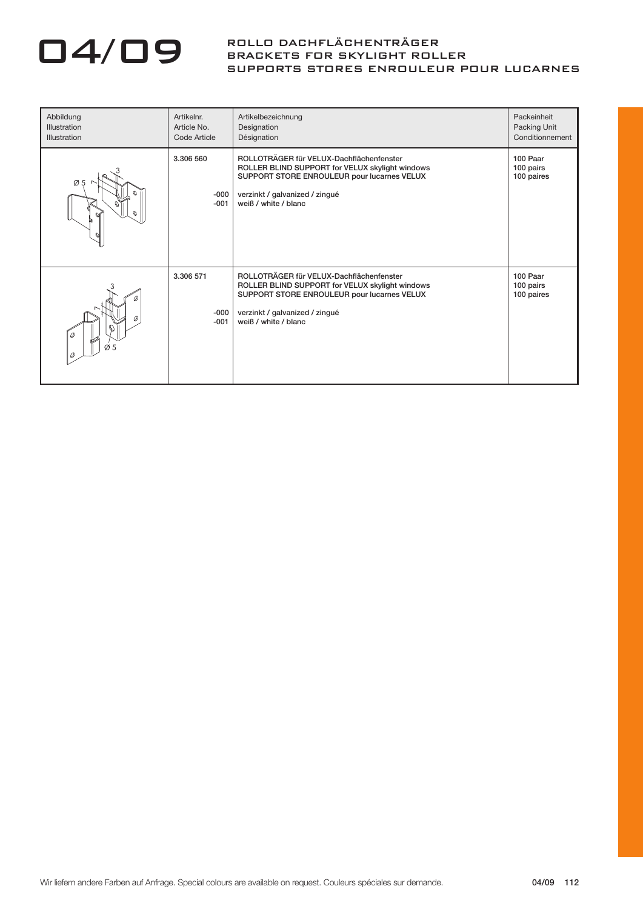# 04/09

## ROLLO DACHFLÄCHENTRÄGER
## BRACKETS FOR SKYLIGHT ROLLER
## SUPPORTS STORES ENROULEUR POUR LUCARNES

| Abbildung<br>Illustration<br>Illustration | Artikelnr.<br>Article No.<br>Code Article | Artikelbezeichnung<br>Designation<br>Désignation | Packeinheit<br>Packing Unit<br>Conditionnement |
|---|---|---|---|
| Ø 5, 3 | 3.306 560<br><br>-000<br>-001 | ROLLOTRÄGER für VELUX-Dachflächenfenster<br>ROLLER BLIND SUPPORT for VELUX skylight windows<br>SUPPORT STORE ENROULEUR pour lucarnes VELUX<br><br>verzinkt / galvanized / zingué<br>weiß / white / blanc | 100 Paar<br>100 pairs<br>100 paires |
| 3, Ø 5 | 3.306 571<br><br>-000<br>-001 | ROLLOTRÄGER für VELUX-Dachflächenfenster<br>ROLLER BLIND SUPPORT for VELUX skylight windows<br>SUPPORT STORE ENROULEUR pour lucarnes VELUX<br><br>verzinkt / galvanized / zingué<br>weiß / white / blanc | 100 Paar<br>100 pairs<br>100 paires |

Wir liefern andere Farben auf Anfrage. Special colours are available on request. Couleurs spéciales sur demande.